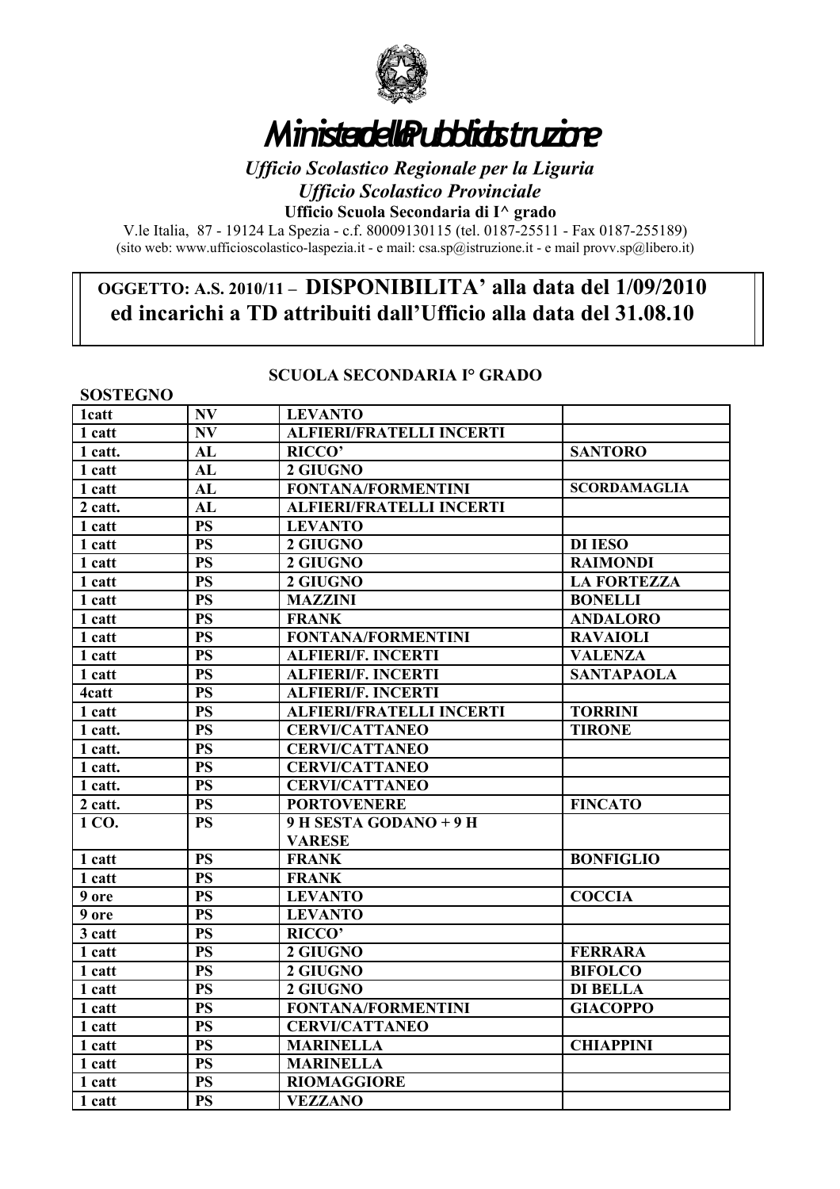# Ministero della Pubblica Istruzione

*Ufficio Scolastico Regionale per la Liguria*
*Ufficio Scolastico Provinciale*
**Ufficio Scuola Secondaria di I^ grado**

V.le Italia, 87 - 19124 La Spezia - c.f. 80009130115 (tel. 0187-25511 - Fax 0187-255189)
(sito web: www.ufficioscolastico-laspezia.it - e mail: csa.sp@istruzione.it - e mail provv.sp@libero.it)

## OGGETTO: A.S. 2010/11 – DISPONIBILITA' alla data del 1/09/2010 ed incarichi a TD attribuiti dall'Ufficio alla data del 31.08.10

### SCUOLA SECONDARIA I° GRADO

**SOSTEGNO**

| | | | |
|---|---|---|---|
| 1catt | NV | LEVANTO | |
| 1 catt | NV | ALFIERI/FRATELLI INCERTI | |
| 1 catt. | AL | RICCO' | SANTORO |
| 1 catt | AL | 2 GIUGNO | |
| 1 catt | AL | FONTANA/FORMENTINI | SCORDAMAGLIA |
| 2 catt. | AL | ALFIERI/FRATELLI INCERTI | |
| 1 catt | PS | LEVANTO | |
| 1 catt | PS | 2 GIUGNO | DI IESO |
| 1 catt | PS | 2 GIUGNO | RAIMONDI |
| 1 catt | PS | 2 GIUGNO | LA FORTEZZA |
| 1 catt | PS | MAZZINI | BONELLI |
| 1 catt | PS | FRANK | ANDALORO |
| 1 catt | PS | FONTANA/FORMENTINI | RAVAIOLI |
| 1 catt | PS | ALFIERI/F. INCERTI | VALENZA |
| 1 catt | PS | ALFIERI/F. INCERTI | SANTAPAOLA |
| 4catt | PS | ALFIERI/F. INCERTI | |
| 1 catt | PS | ALFIERI/FRATELLI INCERTI | TORRINI |
| 1 catt. | PS | CERVI/CATTANEO | TIRONE |
| 1 catt. | PS | CERVI/CATTANEO | |
| 1 catt. | PS | CERVI/CATTANEO | |
| 1 catt. | PS | CERVI/CATTANEO | |
| 2 catt. | PS | PORTOVENERE | FINCATO |
| 1 CO. | PS | 9 H SESTA GODANO + 9 H VARESE | |
| 1 catt | PS | FRANK | BONFIGLIO |
| 1 catt | PS | FRANK | |
| 9 ore | PS | LEVANTO | COCCIA |
| 9 ore | PS | LEVANTO | |
| 3 catt | PS | RICCO' | |
| 1 catt | PS | 2 GIUGNO | FERRARA |
| 1 catt | PS | 2 GIUGNO | BIFOLCO |
| 1 catt | PS | 2 GIUGNO | DI BELLA |
| 1 catt | PS | FONTANA/FORMENTINI | GIACOPPO |
| 1 catt | PS | CERVI/CATTANEO | |
| 1 catt | PS | MARINELLA | CHIAPPINI |
| 1 catt | PS | MARINELLA | |
| 1 catt | PS | RIOMAGGIORE | |
| 1 catt | PS | VEZZANO | |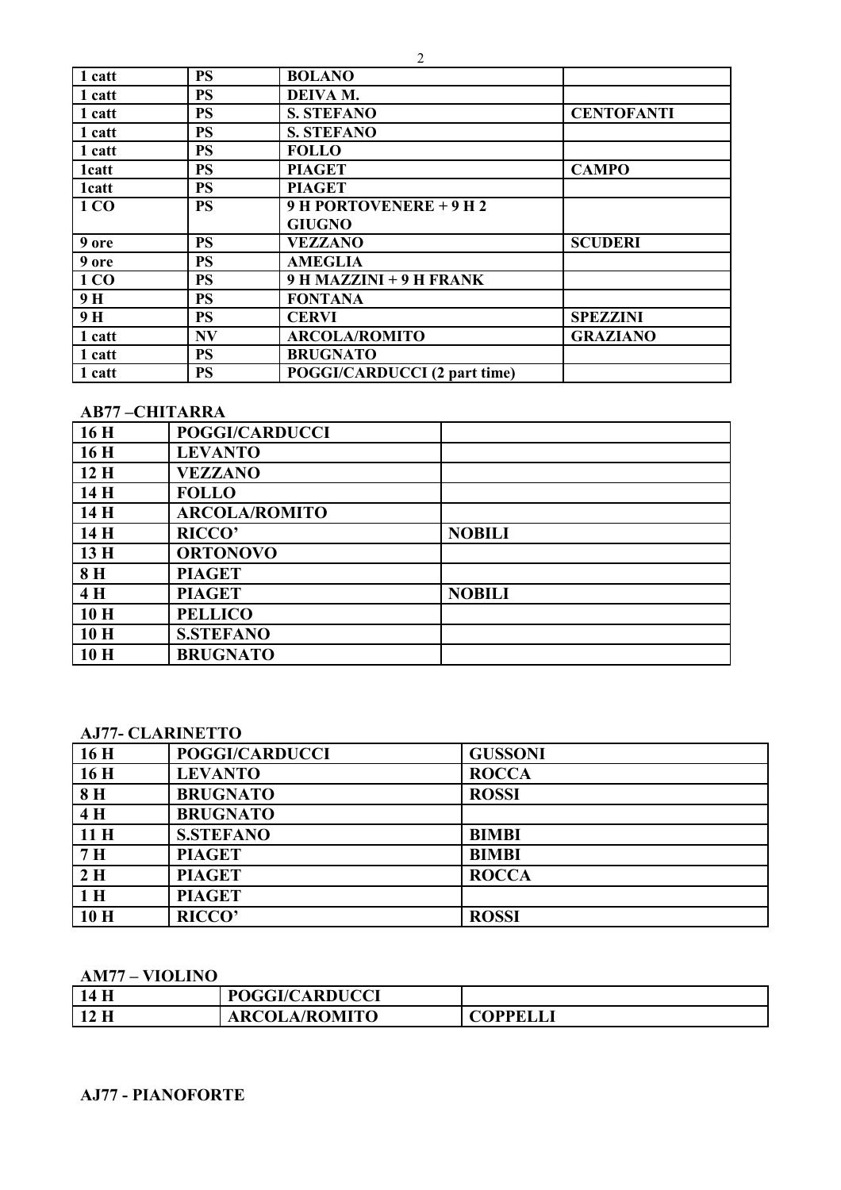| 1 catt | PS | BOLANO | |
|---|---|---|---|
| 1 catt | PS | DEIVA M. | |
| 1 catt | PS | S. STEFANO | CENTOFANTI |
| 1 catt | PS | S. STEFANO | |
| 1 catt | PS | FOLLO | |
| 1catt | PS | PIAGET | CAMPO |
| 1catt | PS | PIAGET | |
| 1 CO | PS | 9 H PORTOVENERE + 9 H 2 GIUGNO | |
| 9 ore | PS | VEZZANO | SCUDERI |
| 9 ore | PS | AMEGLIA | |
| 1 CO | PS | 9 H MAZZINI + 9 H FRANK | |
| 9 H | PS | FONTANA | |
| 9 H | PS | CERVI | SPEZZINI |
| 1 catt | NV | ARCOLA/ROMITO | GRAZIANO |
| 1 catt | PS | BRUGNATO | |
| 1 catt | PS | POGGI/CARDUCCI (2 part time) | |

**AB77 –CHITARRA**

| 16 H | POGGI/CARDUCCI | |
|---|---|---|
| 16 H | LEVANTO | |
| 12 H | VEZZANO | |
| 14 H | FOLLO | |
| 14 H | ARCOLA/ROMITO | |
| 14 H | RICCO' | NOBILI |
| 13 H | ORTONOVO | |
| 8 H | PIAGET | |
| 4 H | PIAGET | NOBILI |
| 10 H | PELLICO | |
| 10 H | S.STEFANO | |
| 10 H | BRUGNATO | |

**AJ77- CLARINETTO**

| 16 H | POGGI/CARDUCCI | GUSSONI |
|---|---|---|
| 16 H | LEVANTO | ROCCA |
| 8 H | BRUGNATO | ROSSI |
| 4 H | BRUGNATO | |
| 11 H | S.STEFANO | BIMBI |
| 7 H | PIAGET | BIMBI |
| 2 H | PIAGET | ROCCA |
| 1 H | PIAGET | |
| 10 H | RICCO' | ROSSI |

**AM77 – VIOLINO**

| 14 H | POGGI/CARDUCCI | |
|---|---|---|
| 12 H | ARCOLA/ROMITO | COPPELLI |

**AJ77 - PIANOFORTE**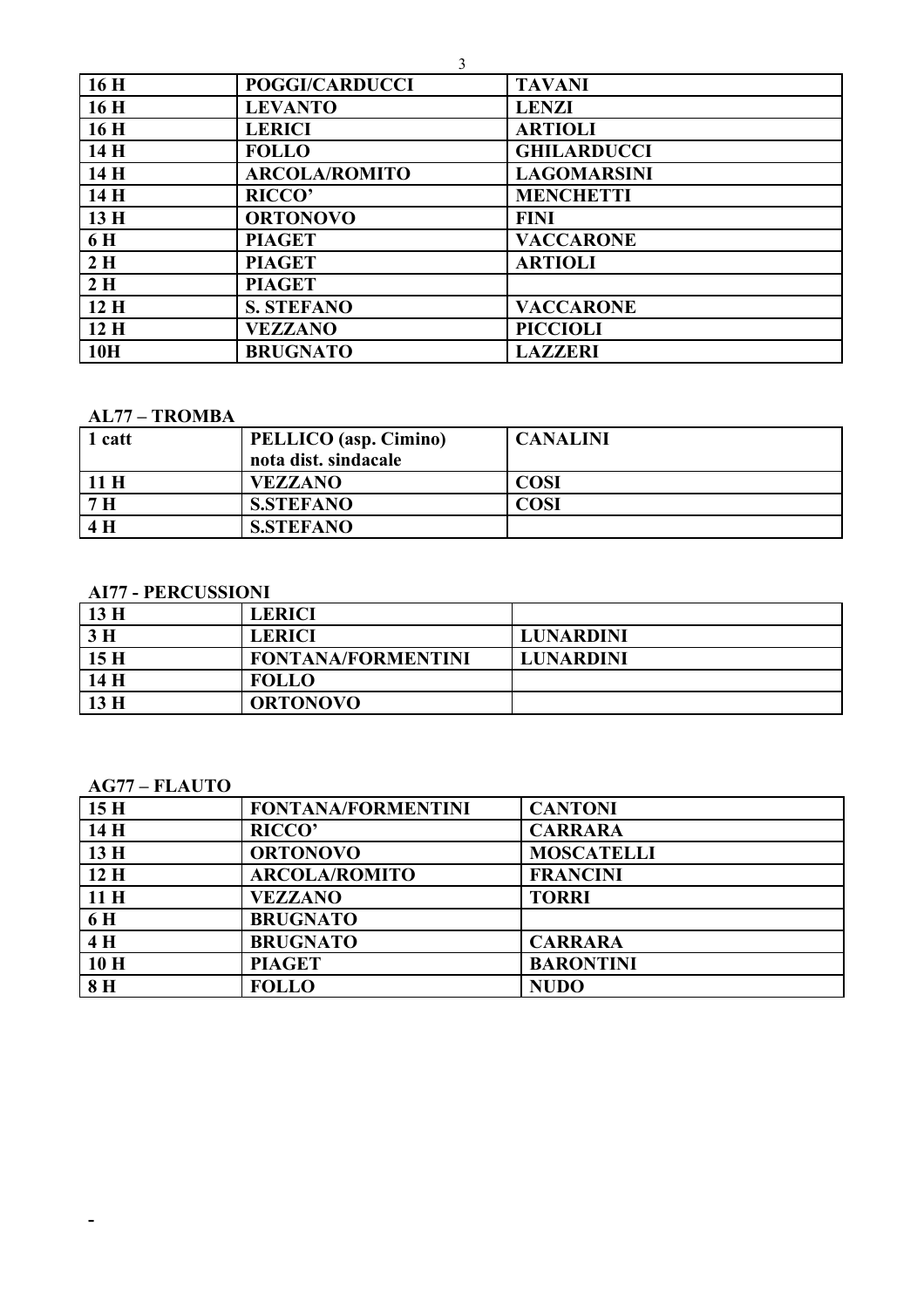| 16 H | POGGI/CARDUCCI | TAVANI |
|---|---|---|
| 16 H | LEVANTO | LENZI |
| 16 H | LERICI | ARTIOLI |
| 14 H | FOLLO | GHILARDUCCI |
| 14 H | ARCOLA/ROMITO | LAGOMARSINI |
| 14 H | RICCO' | MENCHETTI |
| 13 H | ORTONOVO | FINI |
| 6 H | PIAGET | VACCARONE |
| 2 H | PIAGET | ARTIOLI |
| 2 H | PIAGET | |
| 12 H | S. STEFANO | VACCARONE |
| 12 H | VEZZANO | PICCIOLI |
| 10H | BRUGNATO | LAZZERI |

**AL77 – TROMBA**

| 1 catt | PELLICO (asp. Cimino) nota dist. sindacale | CANALINI |
|---|---|---|
| 11 H | VEZZANO | COSI |
| 7 H | S.STEFANO | COSI |
| 4 H | S.STEFANO | |

**AI77 - PERCUSSIONI**

| 13 H | LERICI | |
|---|---|---|
| 3 H | LERICI | LUNARDINI |
| 15 H | FONTANA/FORMENTINI | LUNARDINI |
| 14 H | FOLLO | |
| 13 H | ORTONOVO | |

**AG77 – FLAUTO**

| 15 H | FONTANA/FORMENTINI | CANTONI |
|---|---|---|
| 14 H | RICCO' | CARRARA |
| 13 H | ORTONOVO | MOSCATELLI |
| 12 H | ARCOLA/ROMITO | FRANCINI |
| 11 H | VEZZANO | TORRI |
| 6 H | BRUGNATO | |
| 4 H | BRUGNATO | CARRARA |
| 10 H | PIAGET | BARONTINI |
| 8 H | FOLLO | NUDO |

-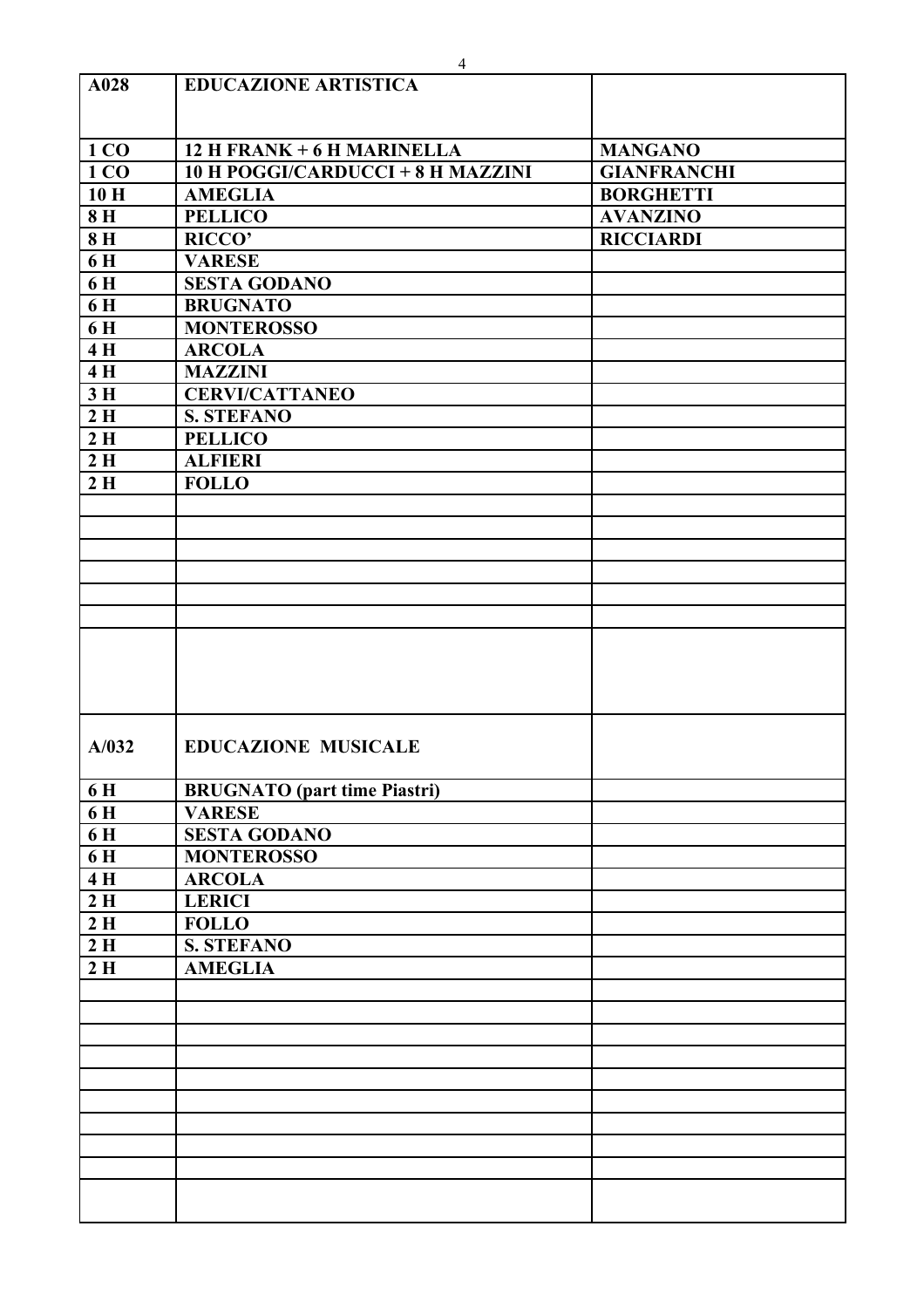| A028 | EDUCAZIONE ARTISTICA | |
|---|---|---|
| 1 CO | 12 H FRANK + 6 H MARINELLA | MANGANO |
| 1 CO | 10 H POGGI/CARDUCCI + 8 H MAZZINI | GIANFRANCHI |
| 10 H | AMEGLIA | BORGHETTI |
| 8 H | PELLICO | AVANZINO |
| 8 H | RICCO' | RICCIARDI |
| 6 H | VARESE | |
| 6 H | SESTA GODANO | |
| 6 H | BRUGNATO | |
| 6 H | MONTEROSSO | |
| 4 H | ARCOLA | |
| 4 H | MAZZINI | |
| 3 H | CERVI/CATTANEO | |
| 2 H | S. STEFANO | |
| 2 H | PELLICO | |
| 2 H | ALFIERI | |
| 2 H | FOLLO | |

| A/032 | EDUCAZIONE MUSICALE | |
|---|---|---|
| 6 H | BRUGNATO (part time Piastri) | |
| 6 H | VARESE | |
| 6 H | SESTA GODANO | |
| 6 H | MONTEROSSO | |
| 4 H | ARCOLA | |
| 2 H | LERICI | |
| 2 H | FOLLO | |
| 2 H | S. STEFANO | |
| 2 H | AMEGLIA | |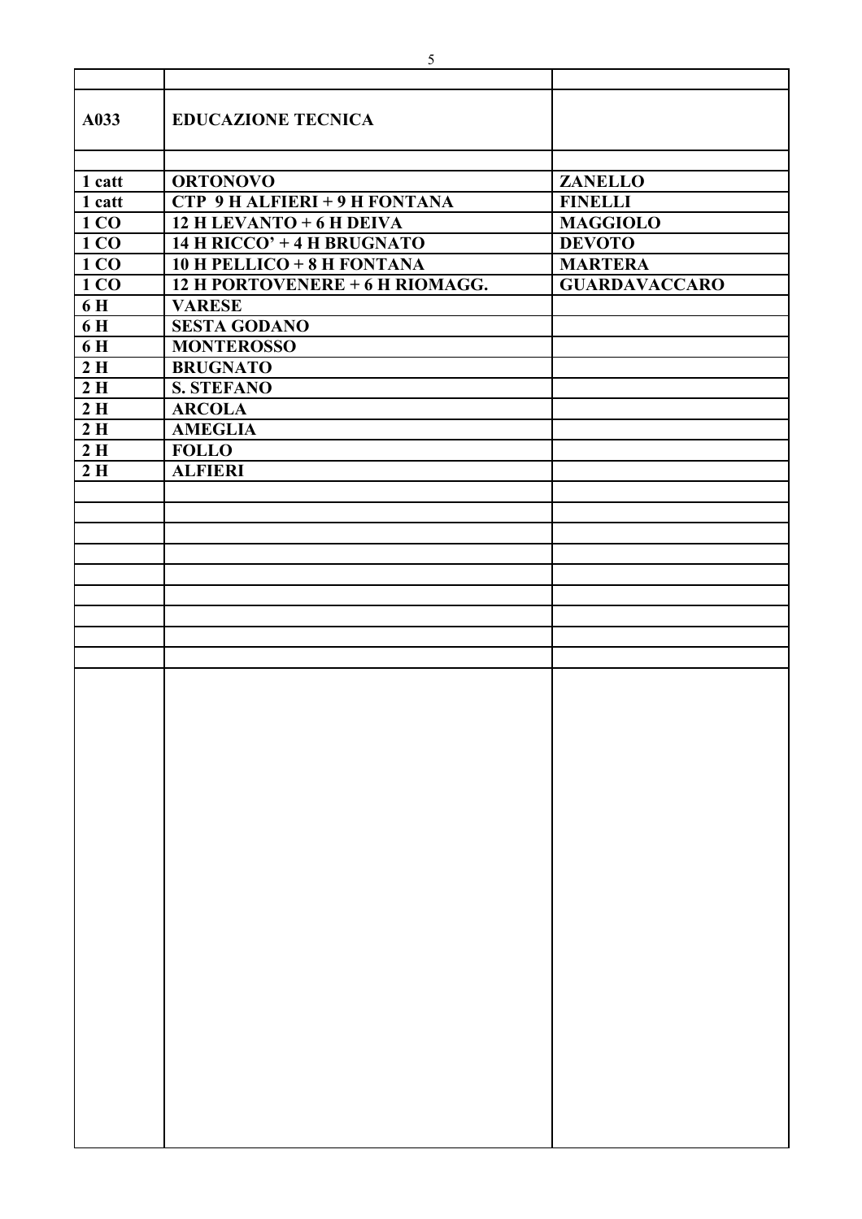| | | |
|---|---|---|
| **A033** | **EDUCAZIONE TECNICA** | |
| | | |
| **1 catt** | **ORTONOVO** | **ZANELLO** |
| **1 catt** | **CTP 9 H ALFIERI + 9 H FONTANA** | **FINELLI** |
| **1 CO** | **12 H LEVANTO + 6 H DEIVA** | **MAGGIOLO** |
| **1 CO** | **14 H RICCO' + 4 H BRUGNATO** | **DEVOTO** |
| **1 CO** | **10 H PELLICO + 8 H FONTANA** | **MARTERA** |
| **1 CO** | **12 H PORTOVENERE + 6 H RIOMAGG.** | **GUARDAVACCARO** |
| **6 H** | **VARESE** | |
| **6 H** | **SESTA GODANO** | |
| **6 H** | **MONTEROSSO** | |
| **2 H** | **BRUGNATO** | |
| **2 H** | **S. STEFANO** | |
| **2 H** | **ARCOLA** | |
| **2 H** | **AMEGLIA** | |
| **2 H** | **FOLLO** | |
| **2 H** | **ALFIERI** | |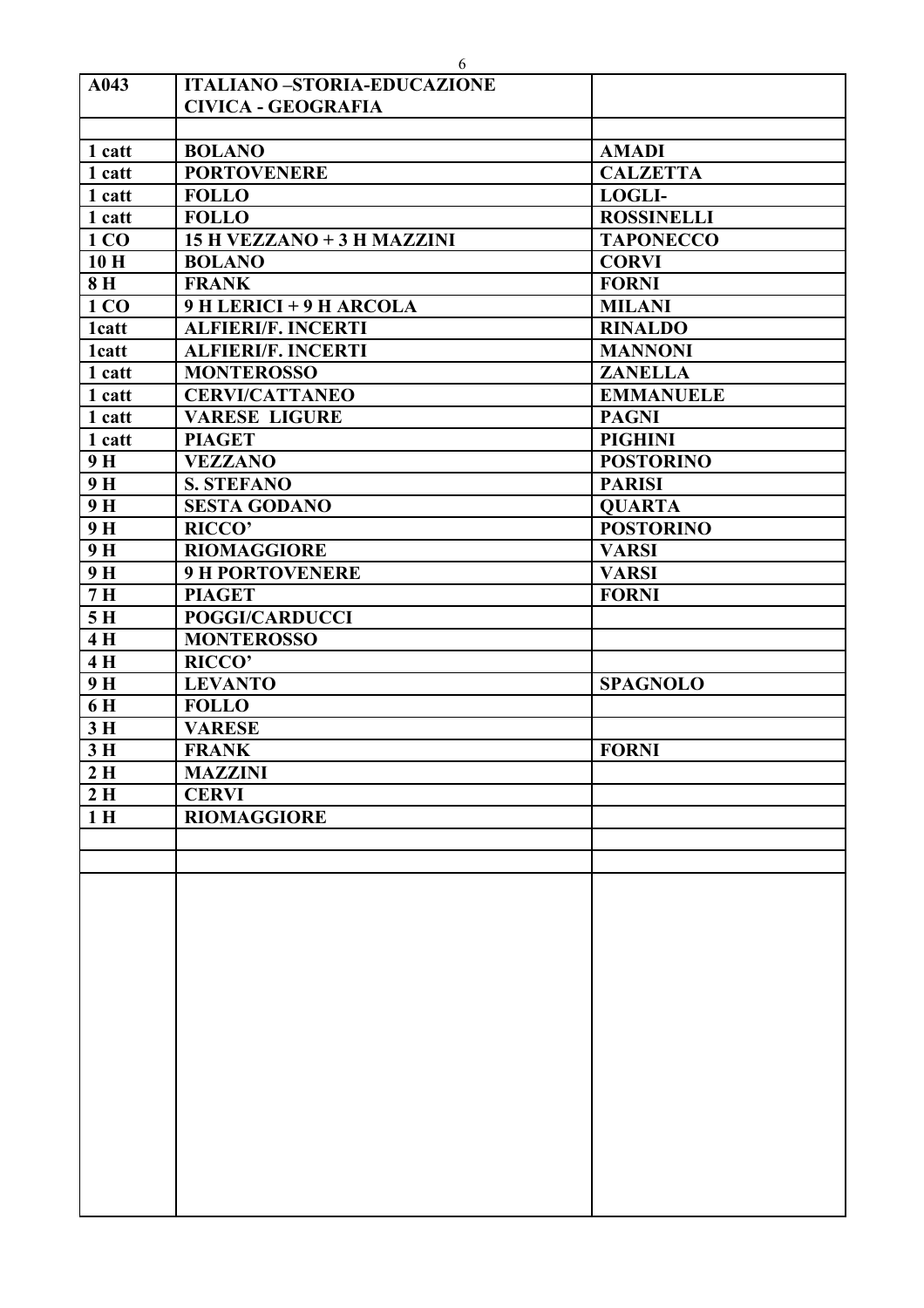| A043 | ITALIANO –STORIA-EDUCAZIONE CIVICA - GEOGRAFIA | |
|---|---|---|
| | | |
| 1 catt | BOLANO | AMADI |
| 1 catt | PORTOVENERE | CALZETTA |
| 1 catt | FOLLO | LOGLI- |
| 1 catt | FOLLO | ROSSINELLI |
| 1 CO | 15 H VEZZANO + 3 H MAZZINI | TAPONECCO |
| 10 H | BOLANO | CORVI |
| 8 H | FRANK | FORNI |
| 1 CO | 9 H LERICI + 9 H ARCOLA | MILANI |
| 1catt | ALFIERI/F. INCERTI | RINALDO |
| 1catt | ALFIERI/F. INCERTI | MANNONI |
| 1 catt | MONTEROSSO | ZANELLA |
| 1 catt | CERVI/CATTANEO | EMMANUELE |
| 1 catt | VARESE LIGURE | PAGNI |
| 1 catt | PIAGET | PIGHINI |
| 9 H | VEZZANO | POSTORINO |
| 9 H | S. STEFANO | PARISI |
| 9 H | SESTA GODANO | QUARTA |
| 9 H | RICCO' | POSTORINO |
| 9 H | RIOMAGGIORE | VARSI |
| 9 H | 9 H PORTOVENERE | VARSI |
| 7 H | PIAGET | FORNI |
| 5 H | POGGI/CARDUCCI | |
| 4 H | MONTEROSSO | |
| 4 H | RICCO' | |
| 9 H | LEVANTO | SPAGNOLO |
| 6 H | FOLLO | |
| 3 H | VARESE | |
| 3 H | FRANK | FORNI |
| 2 H | MAZZINI | |
| 2 H | CERVI | |
| 1 H | RIOMAGGIORE | |
| | | |
| | | |
| | | |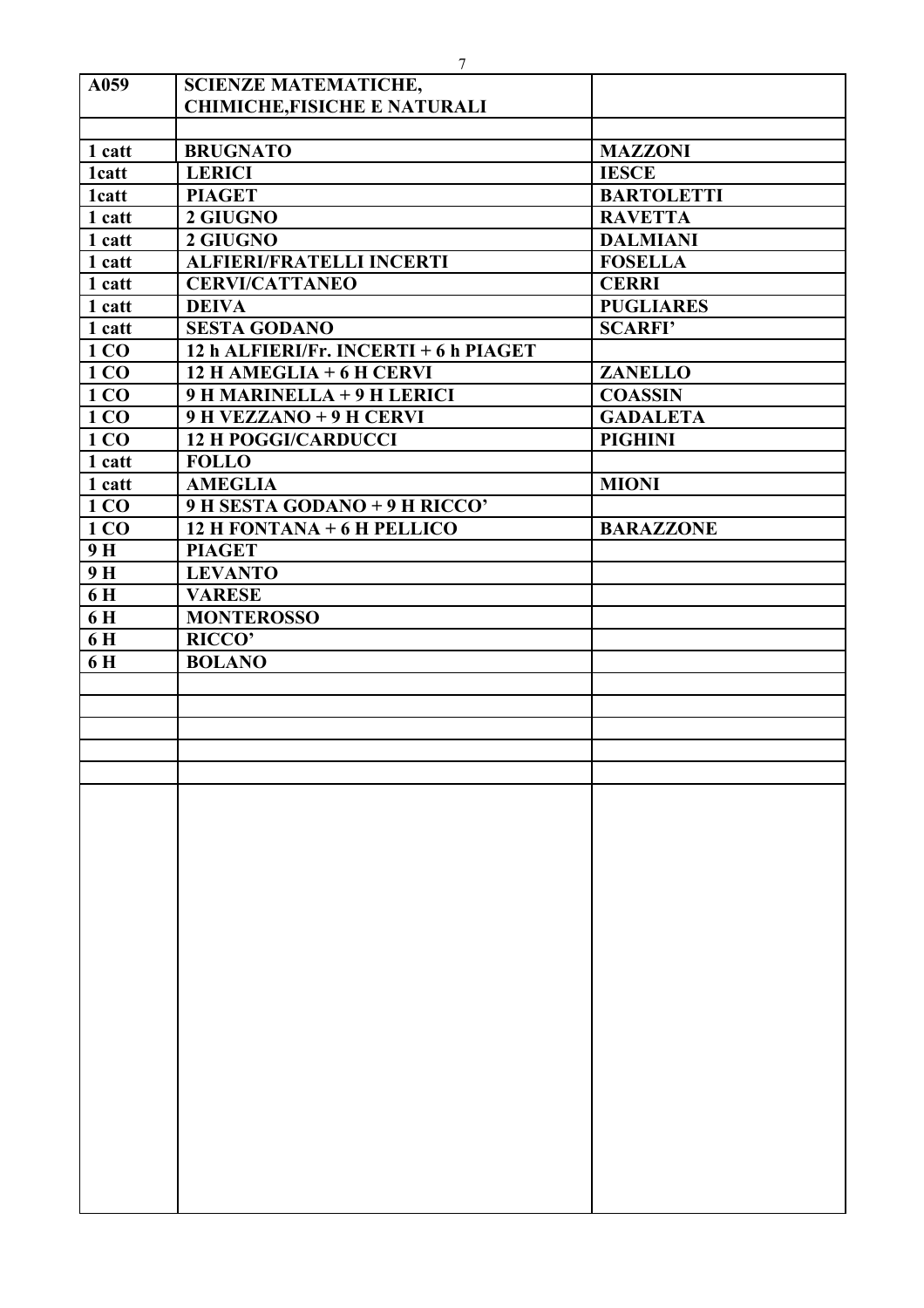| A059 | SCIENZE MATEMATICHE, CHIMICHE,FISICHE E NATURALI | |
|---|---|---|
| | | |
| 1 catt | BRUGNATO | MAZZONI |
| 1catt | LERICI | IESCE |
| 1catt | PIAGET | BARTOLETTI |
| 1 catt | 2 GIUGNO | RAVETTA |
| 1 catt | 2 GIUGNO | DALMIANI |
| 1 catt | ALFIERI/FRATELLI INCERTI | FOSELLA |
| 1 catt | CERVI/CATTANEO | CERRI |
| 1 catt | DEIVA | PUGLIARES |
| 1 catt | SESTA GODANO | SCARFI’ |
| 1 CO | 12 h ALFIERI/Fr. INCERTI + 6 h PIAGET | |
| 1 CO | 12 H AMEGLIA + 6 H CERVI | ZANELLO |
| 1 CO | 9 H MARINELLA + 9 H LERICI | COASSIN |
| 1 CO | 9 H VEZZANO + 9 H CERVI | GADALETA |
| 1 CO | 12 H POGGI/CARDUCCI | PIGHINI |
| 1 catt | FOLLO | |
| 1 catt | AMEGLIA | MIONI |
| 1 CO | 9 H SESTA GODANO + 9 H RICCO’ | |
| 1 CO | 12 H FONTANA + 6 H PELLICO | BARAZZONE |
| 9 H | PIAGET | |
| 9 H | LEVANTO | |
| 6 H | VARESE | |
| 6 H | MONTEROSSO | |
| 6 H | RICCO’ | |
| 6 H | BOLANO | |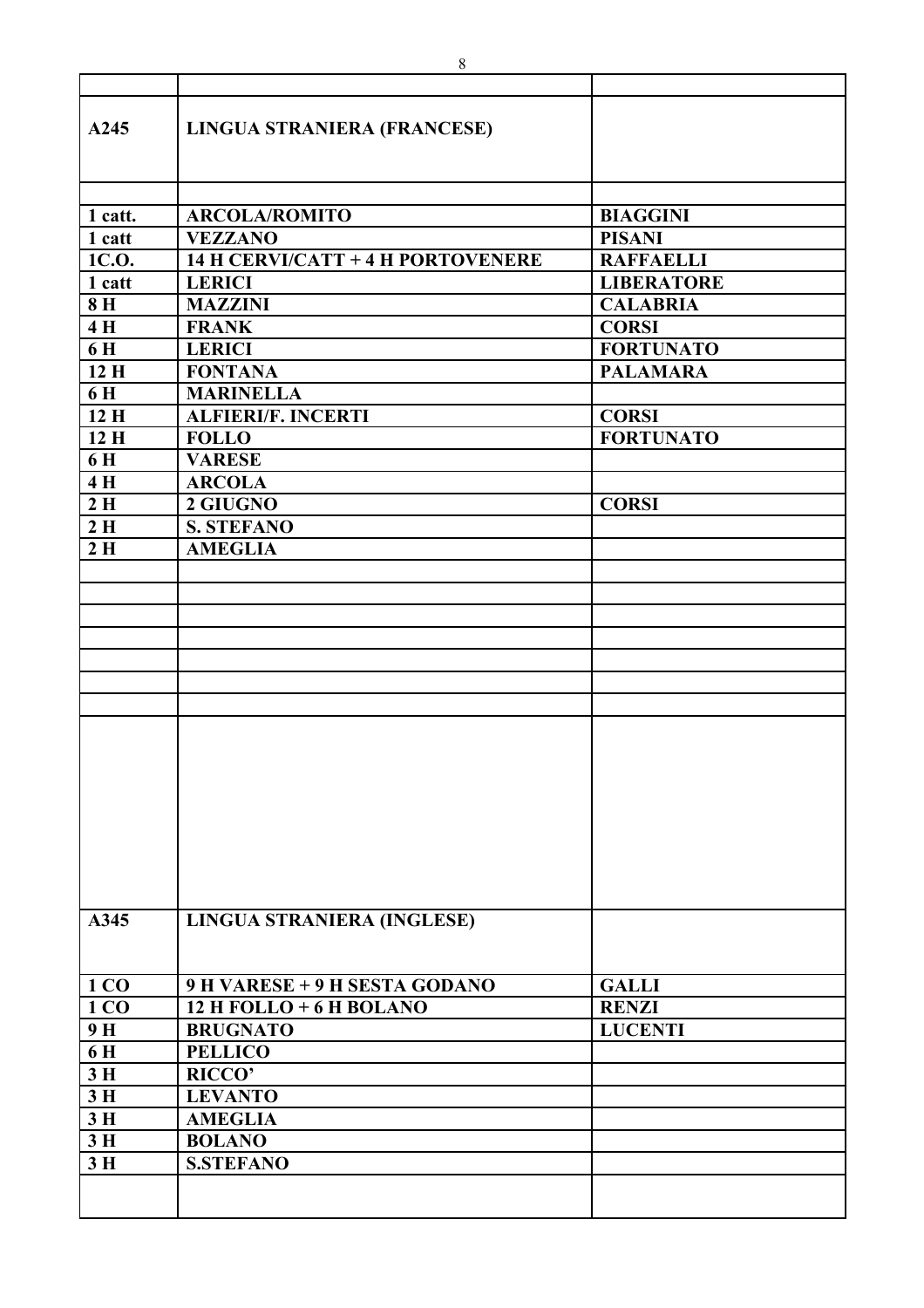| | | |
|---|---|---|
| **A245** | **LINGUA STRANIERA (FRANCESE)** | |
| | | |
| **1 catt.** | **ARCOLA/ROMITO** | **BIAGGINI** |
| **1 catt** | **VEZZANO** | **PISANI** |
| **1C.O.** | **14 H CERVI/CATT + 4 H PORTOVENERE** | **RAFFAELLI** |
| **1 catt** | **LERICI** | **LIBERATORE** |
| **8 H** | **MAZZINI** | **CALABRIA** |
| **4 H** | **FRANK** | **CORSI** |
| **6 H** | **LERICI** | **FORTUNATO** |
| **12 H** | **FONTANA** | **PALAMARA** |
| **6 H** | **MARINELLA** | |
| **12 H** | **ALFIERI/F. INCERTI** | **CORSI** |
| **12 H** | **FOLLO** | **FORTUNATO** |
| **6 H** | **VARESE** | |
| **4 H** | **ARCOLA** | |
| **2 H** | **2 GIUGNO** | **CORSI** |
| **2 H** | **S. STEFANO** | |
| **2 H** | **AMEGLIA** | |
| | | |
| | | |
| | | |
| | | |
| | | |
| | | |
| | | |
| | | |
| **A345** | **LINGUA STRANIERA (INGLESE)** | |
| **1 CO** | **9 H VARESE + 9 H SESTA GODANO** | **GALLI** |
| **1 CO** | **12 H FOLLO + 6 H BOLANO** | **RENZI** |
| **9 H** | **BRUGNATO** | **LUCENTI** |
| **6 H** | **PELLICO** | |
| **3 H** | **RICCO'** | |
| **3 H** | **LEVANTO** | |
| **3 H** | **AMEGLIA** | |
| **3 H** | **BOLANO** | |
| **3 H** | **S.STEFANO** | |
| | | |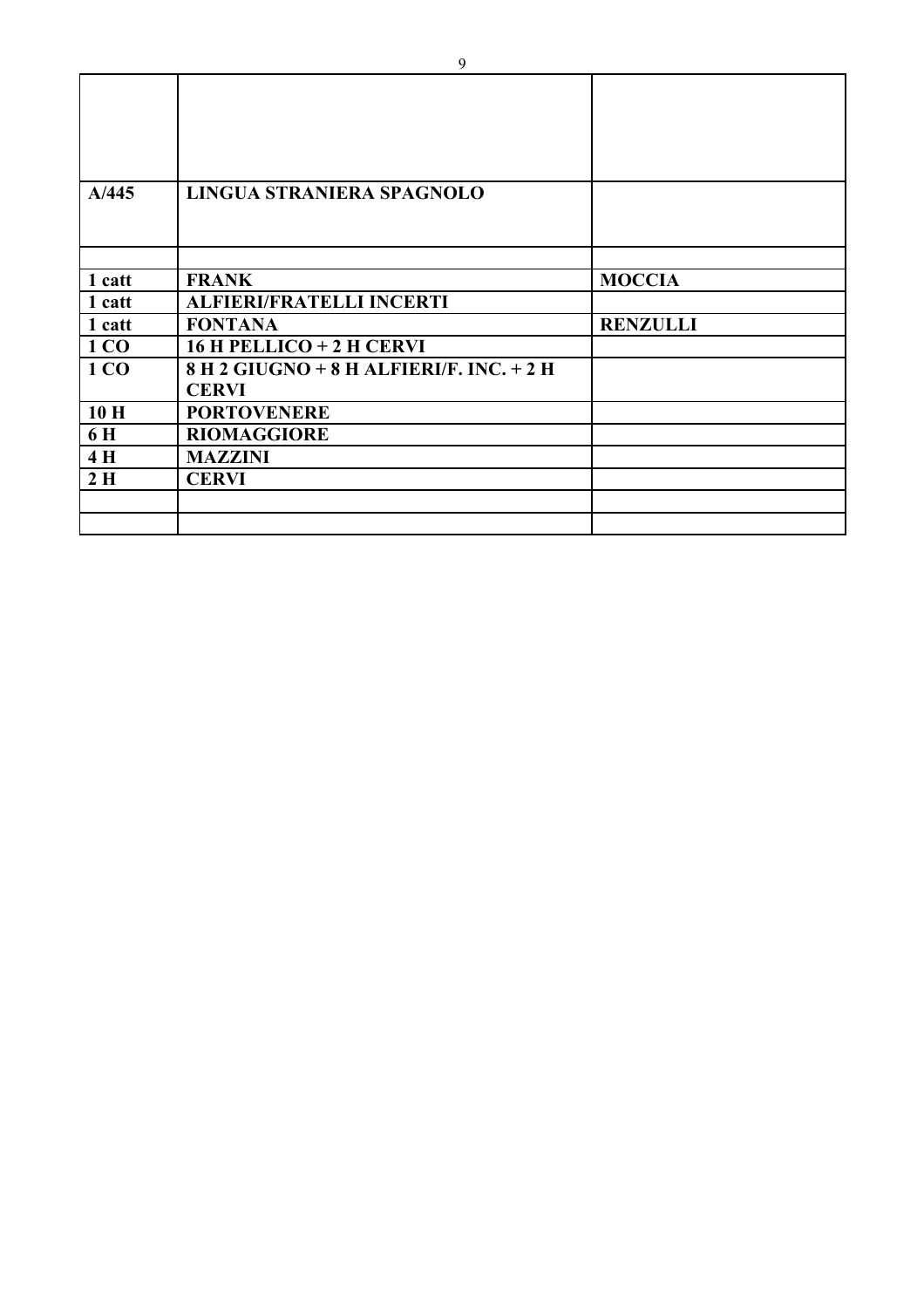| | | |
|---|---|---|
| | | |
| **A/445** | **LINGUA STRANIERA SPAGNOLO** | |
| | | |
| **1 catt** | **FRANK** | **MOCCIA** |
| **1 catt** | **ALFIERI/FRATELLI INCERTI** | |
| **1 catt** | **FONTANA** | **RENZULLI** |
| **1 CO** | **16 H PELLICO + 2 H CERVI** | |
| **1 CO** | **8 H 2 GIUGNO + 8 H ALFIERI/F. INC. + 2 H CERVI** | |
| **10 H** | **PORTOVENERE** | |
| **6 H** | **RIOMAGGIORE** | |
| **4 H** | **MAZZINI** | |
| **2 H** | **CERVI** | |
| | | |
| | | |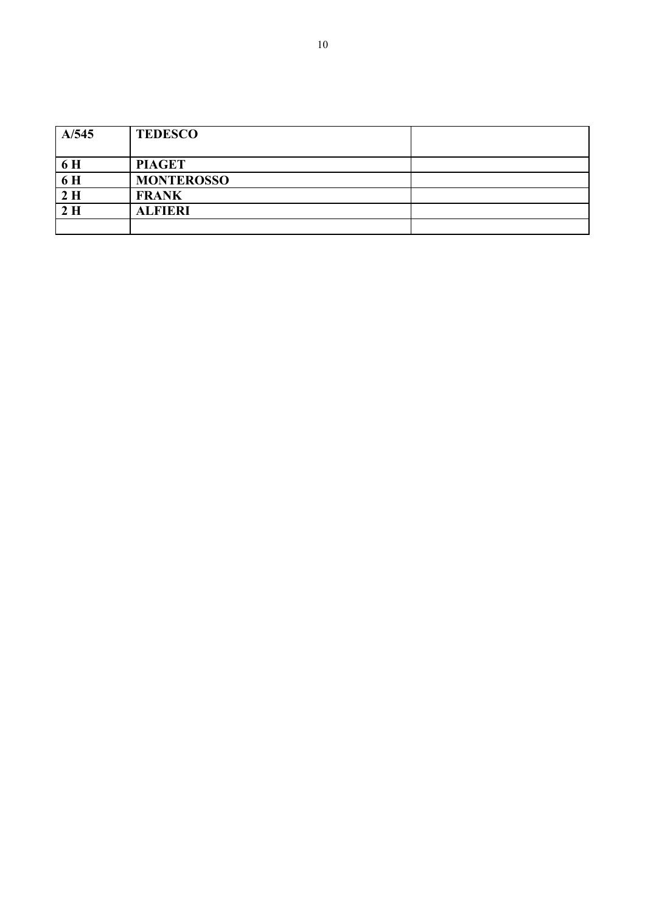| | | |
|---|---|---|
| **A/545** | **TEDESCO** | |
| **6 H** | **PIAGET** | |
| **6 H** | **MONTEROSSO** | |
| **2 H** | **FRANK** | |
| **2 H** | **ALFIERI** | |
| | | |